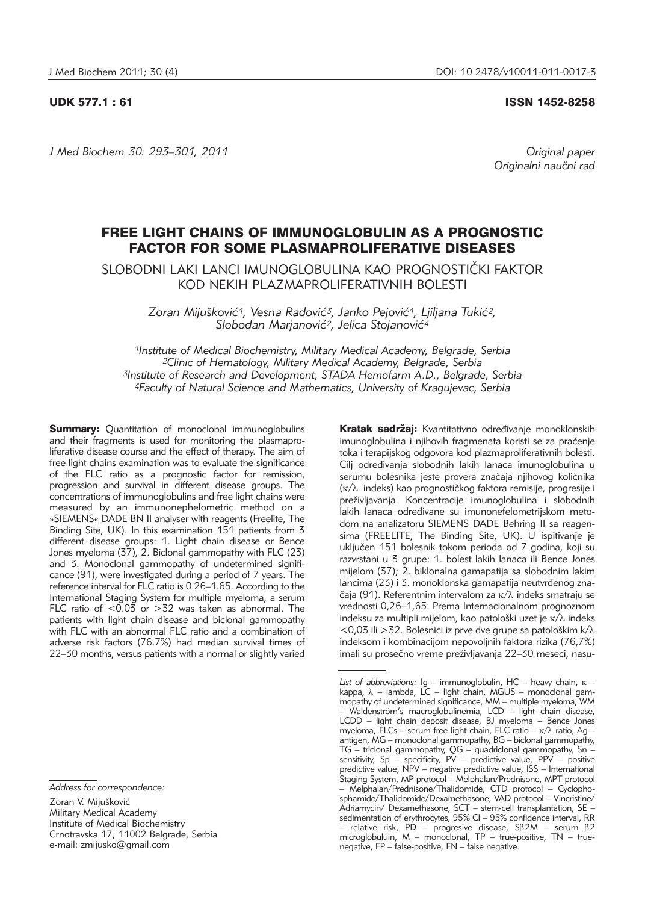UDK 577.1 : 61

ISSN 1452-8258

Original paper
Originalni naučni rad

# FREE LIGHT CHAINS OF IMMUNOGLOBULIN AS A PROGNOSTIC FACTOR FOR SOME PLASMAPROLIFERATIVE DISEASES

## SLOBODNI LAKI LANCI IMUNOGLOBULINA KAO PROGNOSTIČKI FAKTOR KOD NEKIH PLAZMAPROLIFERATIVNIH BOLESTI

*Zoran Mijušković[1], Vesna Radović[3], Janko Pejović[1], Ljiljana Tukić[2], Slobodan Marjanović[2], Jelica Stojanović[4]*

[1]*Institute of Medical Biochemistry, Military Medical Academy, Belgrade, Serbia*
[2]*Clinic of Hematology, Military Medical Academy, Belgrade, Serbia*
[3]*Institute of Research and Development, STADA Hemofarm A.D., Belgrade, Serbia*
[4]*Faculty of Natural Science and Mathematics, University of Kragujevac, Serbia*

**Summary:** Quantitation of monoclonal immunoglobulins and their fragments is used for monitoring the plasmaproliferative disease course and the effect of therapy. The aim of free light chains examination was to evaluate the significance of the FLC ratio as a prognostic factor for remission, progression and survival in different disease groups. The concentrations of immunoglobulins and free light chains were measured by an immunonephelometric method on a »SIEMENS« DADE BN II analyser with reagents (Freelite, The Binding Site, UK). In this examination 151 patients from 3 different disease groups: 1. Light chain disease or Bence Jones myeloma (37), 2. Biclonal gammopathy with FLC (23) and 3. Monoclonal gammopathy of undetermined significance (91), were investigated during a period of 7 years. The reference interval for FLC ratio is 0.26–1.65. According to the International Staging System for multiple myeloma, a serum FLC ratio of <0.03 or >32 was taken as abnormal. The patients with light chain disease and biclonal gammopathy with FLC with an abnormal FLC ratio and a combination of adverse risk factors (76.7%) had median survival times of 22–30 months, versus patients with a normal or slightly varied

**Kratak sadržaj:** Kvantitativno određivanje monoklonskih imunoglobulina i njihovih fragmenata koristi se za praćenje toka i terapijskog odgovora kod plazmaproliferativnih bolesti. Cilj određivanja slobodnih lakih lanaca imunoglobulina u serumu bolesnika jeste provera značaja njihovog količnika (κ/λ indeks) kao prognostičkog faktora remisije, progresije i preživljavanja. Koncentracije imunoglobulina i slobodnih lakih lanaca određivane su imunonefelometrijskom metodom na analizatoru SIEMENS DADE Behring II sa reagensima (FREELITE, The Binding Site, UK). U ispitivanje je uključen 151 bolesnik tokom perioda od 7 godina, koji su razvrstani u 3 grupe: 1. bolest lakih lanaca ili Bence Jones mijelom (37); 2. biklonalna gamapatija sa slobodnim lakim lancima (23) i 3. monoklonska gamapatija neutvrđenog značaja (91). Referentnim intervalom za κ/λ indeks smatraju se vrednosti 0,26–1,65. Prema Internacionalnom prognoznom indeksu za multipli mijelom, kao patološki uzet je k/λ indeks <0,03 ili >32. Bolesnici iz prve dve grupe sa patološkim k/λ indeksom i kombinacijom nepovoljnih faktora rizika (76,7%) imali su prosečno vreme preživljavanja 22–30 meseci, nasu-

*Address for correspondence:*

Zoran V. Mijušković
Military Medical Academy
Institute of Medical Biochemistry
Crnotravska 17, 11002 Belgrade, Serbia
e-mail: zmijusko@gmail.com

*List of abbreviations:* Ig – immunoglobulin, HC – heavy chain, κ – kappa, λ – lambda, LC – light chain, MGUS – monoclonal gammopathy of undetermined significance, MM – multiple myeloma, WM – Waldenström's macroglobulinemia, LCD – light chain disease, LCDD – light chain deposit disease, BJ myeloma – Bence Jones myeloma, FLCs – serum free light chain, FLC ratio – κ/λ ratio, Ag – antigen, MG – monoclonal gammopathy, BG – biclonal gammopathy, TG – triclonal gammopathy, QG – quadriclonal gammopathy, Sn – sensitivity, Sp – specificity, PV – predictive value, PPV – positive predictive value, NPV – negative predictive value, ISS – International Staging System, MP protocol – Melphalan/Prednisone, MPT protocol – Melphalan/Prednisone/Thalidomide, CTD protocol – Cyclophosphamide/Thalidomide/Dexamethasone, VAD protocol – Vincristine/Adriamycin/ Dexamethasone, SCT – stem-cell transplantation, SE – sedimentation of erythrocytes, 95% CI – 95% confidence interval, RR – relative risk, PD – progresive disease, Sβ2M – serum β2 microglobuluin, M – monoclonal, TP – true-positive, TN – true-negative, FP – false-positive, FN – false negative.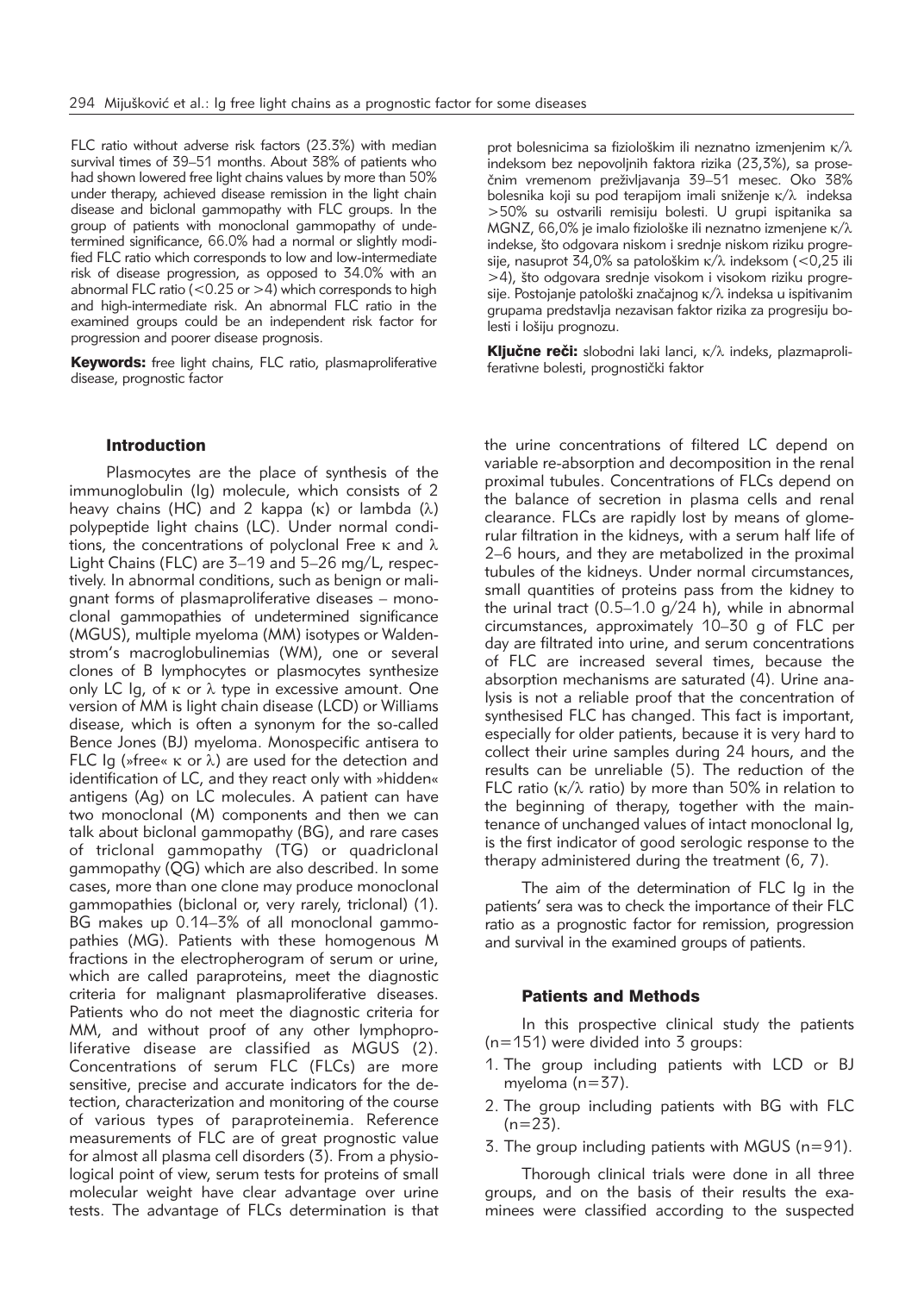FLC ratio without adverse risk factors (23.3%) with median survival times of 39–51 months. About 38% of patients who had shown lowered free light chains values by more than 50% under therapy, achieved disease remission in the light chain disease and biclonal gammopathy with FLC groups. In the group of patients with monoclonal gammopathy of undetermined significance, 66.0% had a normal or slightly modified FLC ratio which corresponds to low and low-intermediate risk of disease progression, as opposed to 34.0% with an abnormal FLC ratio (<0.25 or >4) which corresponds to high and high-intermediate risk. An abnormal FLC ratio in the examined groups could be an independent risk factor for progression and poorer disease prognosis.

**Keywords:** free light chains, FLC ratio, plasmaproliferative disease, prognostic factor

prot bolesnicima sa fiziološkim ili neznatno izmenjenim κ/λ indeksom bez nepovoljnih faktora rizika (23,3%), sa prosečnim vremenom preživljavanja 39–51 mesec. Oko 38% bolesnika koji su pod terapijom imali sniženje κ/λ indeksa >50% su ostvarili remisiju bolesti. U grupi ispitanika sa MGNZ, 66,0% je imalo fiziološke ili neznatno izmenjene κ/λ indekse, što odgovara niskom i srednje niskom riziku progresije, nasuprot 34,0% sa patološkim κ/λ indeksom (<0,25 ili >4), što odgovara srednje visokom i visokom riziku progresije. Postojanje patološki značajnog κ/λ indeksa u ispitivanim grupama predstavlja nezavisan faktor rizika za progresiju bolesti i lošiju prognozu.

**Ključne reči:** slobodni laki lanci, κ/λ indeks, plazmaproliferativne bolesti, prognostički faktor

## Introduction

Plasmocytes are the place of synthesis of the immunoglobulin (Ig) molecule, which consists of 2 heavy chains (HC) and 2 kappa (κ) or lambda (λ) polypeptide light chains (LC). Under normal conditions, the concentrations of polyclonal Free κ and λ Light Chains (FLC) are 3–19 and 5–26 mg/L, respectively. In abnormal conditions, such as benign or malignant forms of plasmaproliferative diseases – monoclonal gammopathies of undetermined significance (MGUS), multiple myeloma (MM) isotypes or Waldenstrom's macroglobulinemias (WM), one or several clones of B lymphocytes or plasmocytes synthesize only LC Ig, of κ or λ type in excessive amount. One version of MM is light chain disease (LCD) or Williams disease, which is often a synonym for the so-called Bence Jones (BJ) myeloma. Monospecific antisera to FLC Ig (»free« κ or λ) are used for the detection and identification of LC, and they react only with »hidden« antigens (Ag) on LC molecules. A patient can have two monoclonal (M) components and then we can talk about biclonal gammopathy (BG), and rare cases of triclonal gammopathy (TG) or quadriclonal gammopathy (QG) which are also described. In some cases, more than one clone may produce monoclonal gammopathies (biclonal or, very rarely, triclonal) (1). BG makes up 0.14–3% of all monoclonal gammopathies (MG). Patients with these homogenous M fractions in the electropherogram of serum or urine, which are called paraproteins, meet the diagnostic criteria for malignant plasmaproliferative diseases. Patients who do not meet the diagnostic criteria for MM, and without proof of any other lymphoproliferative disease are classified as MGUS (2). Concentrations of serum FLC (FLCs) are more sensitive, precise and accurate indicators for the detection, characterization and monitoring of the course of various types of paraproteinemia. Reference measurements of FLC are of great prognostic value for almost all plasma cell disorders (3). From a physiological point of view, serum tests for proteins of small molecular weight have clear advantage over urine tests. The advantage of FLCs determination is that the urine concentrations of filtered LC depend on variable re-absorption and decomposition in the renal proximal tubules. Concentrations of FLCs depend on the balance of secretion in plasma cells and renal clearance. FLCs are rapidly lost by means of glomerular filtration in the kidneys, with a serum half life of 2–6 hours, and they are metabolized in the proximal tubules of the kidneys. Under normal circumstances, small quantities of proteins pass from the kidney to the urinal tract (0.5–1.0 g/24 h), while in abnormal circumstances, approximately 10–30 g of FLC per day are filtrated into urine, and serum concentrations of FLC are increased several times, because the absorption mechanisms are saturated (4). Urine analysis is not a reliable proof that the concentration of synthesised FLC has changed. This fact is important, especially for older patients, because it is very hard to collect their urine samples during 24 hours, and the results can be unreliable (5). The reduction of the FLC ratio (κ/λ ratio) by more than 50% in relation to the beginning of therapy, together with the maintenance of unchanged values of intact monoclonal Ig, is the first indicator of good serologic response to the therapy administered during the treatment (6, 7).

The aim of the determination of FLC Ig in the patients' sera was to check the importance of their FLC ratio as a prognostic factor for remission, progression and survival in the examined groups of patients.

## Patients and Methods

In this prospective clinical study the patients (n=151) were divided into 3 groups:

1. The group including patients with LCD or BJ myeloma (n=37).
2. The group including patients with BG with FLC (n=23).
3. The group including patients with MGUS (n=91).

Thorough clinical trials were done in all three groups, and on the basis of their results the examinees were classified according to the suspected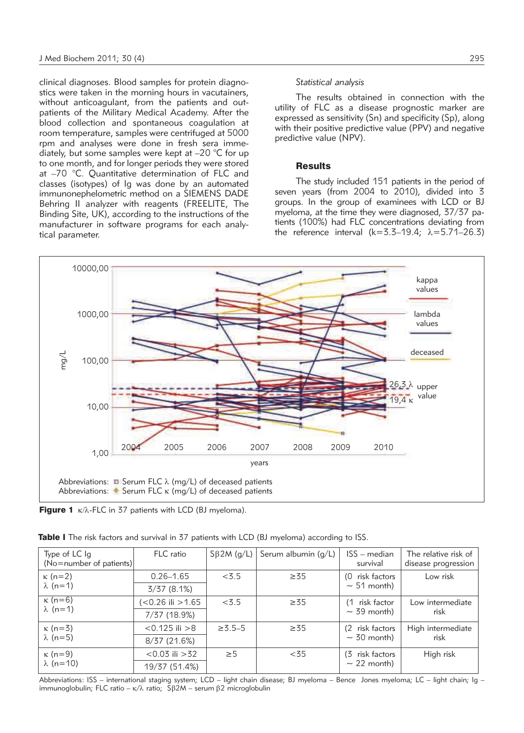clinical diagnoses. Blood samples for protein diagnostics were taken in the morning hours in vacutainers, without anticoagulant, from the patients and outpatients of the Military Medical Academy. After the blood collection and spontaneous coagulation at room temperature, samples were centrifuged at 5000 rpm and analyses were done in fresh sera immediately, but some samples were kept at –20 °C for up to one month, and for longer periods they were stored at –70 °C. Quantitative determination of FLC and classes (isotypes) of Ig was done by an automated immunonephelometric method on a SIEMENS DADE Behring II analyzer with reagents (FREELITE, The Binding Site, UK), according to the instructions of the manufacturer in software programs for each analytical parameter.

*Statistical analysis*

The results obtained in connection with the utility of FLC as a disease prognostic marker are expressed as sensitivity (Sn) and specificity (Sp), along with their positive predictive value (PPV) and negative predictive value (NPV).

## Results

The study included 151 patients in the period of seven years (from 2004 to 2010), divided into 3 groups. In the group of examinees with LCD or BJ myeloma, at the time they were diagnosed, 37/37 patients (100%) had FLC concentrations deviating from the reference interval (k=3.3–19.4; λ=5.71–26.3)

Abbreviations: Serum FLC λ (mg/L) of deceased patients
Abbreviations: Serum FLC κ (mg/L) of deceased patients

**Figure 1** κ/λ-FLC in 37 patients with LCD (BJ myeloma).

**Table I** The risk factors and survival in 37 patients with LCD (BJ myeloma) according to ISS.

| Type of LC Ig (No=number of patients) | FLC ratio | Sβ2M (g/L) | Serum albumin (g/L) | ISS – median survival | The relative risk of disease progression |
|---|---|---|---|---|---|
| κ (n=2) λ (n=1) | 0.26–1.65<br>3/37 (8.1%) | <3.5 | ≥35 | (0 risk factors ~ 51 month) | Low risk |
| κ (n=6) λ (n=1) | (<0.26 ili >1.65<br>7/37 (18.9%) | <3.5 | ≥35 | (1 risk factor ~ 39 month) | Low intermediate risk |
| κ (n=3) λ (n=5) | <0.125 ili >8<br>8/37 (21.6%) | ≥3.5–5 | ≥35 | (2 risk factors ~ 30 month) | High intermediate risk |
| κ (n=9) λ (n=10) | <0.03 ili >32<br>19/37 (51.4%) | ≥5 | <35 | (3 risk factors ~ 22 month) | High risk |

Abbreviations: ISS – international staging system; LCD – light chain disease; BJ myeloma – Bence Jones myeloma; LC – light chain; Ig – immunoglobulin; FLC ratio – κ/λ ratio; Sβ2M – serum β2 microglobulin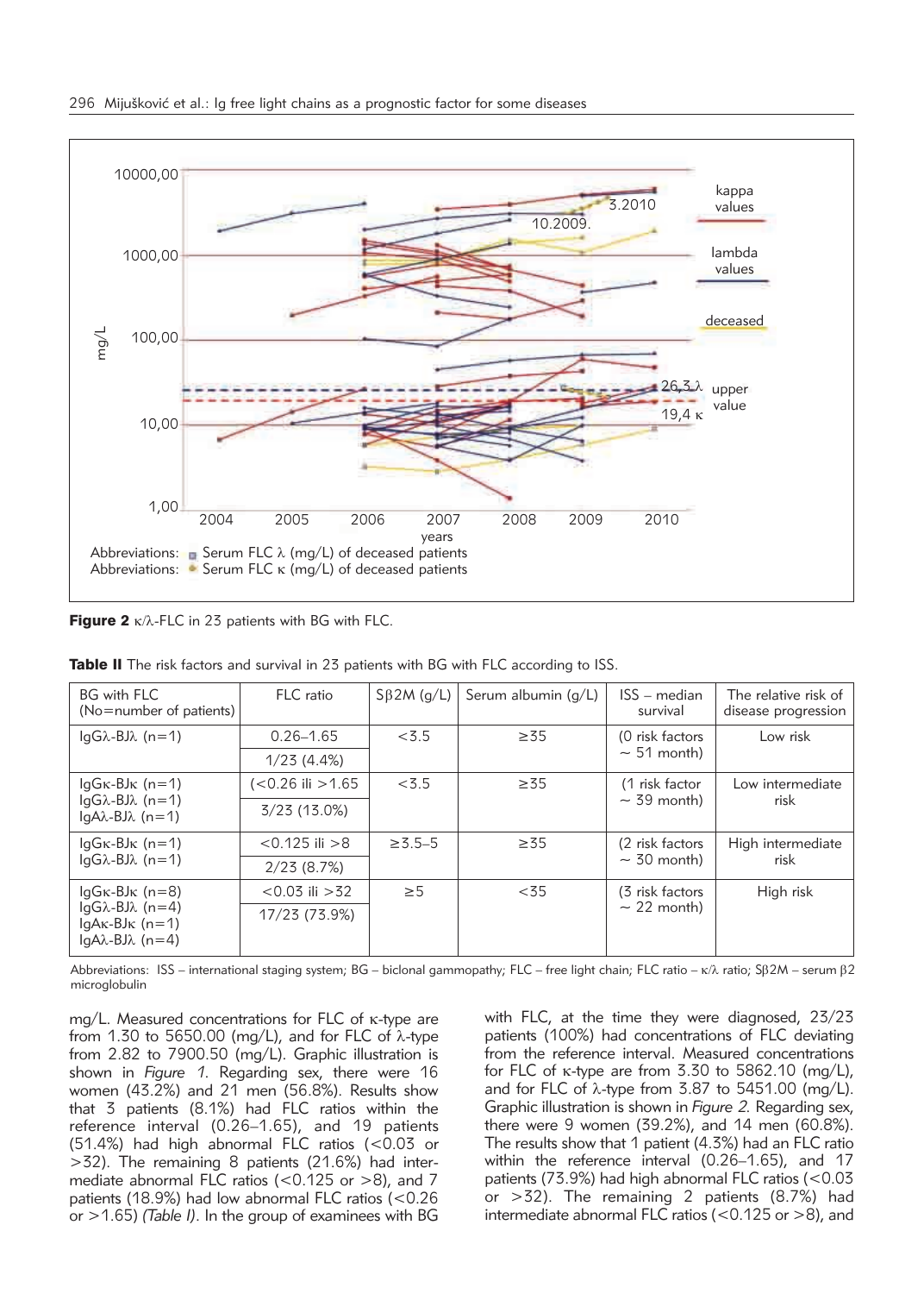**Figure 2** κ/λ-FLC in 23 patients with BG with FLC.

**Table II** The risk factors and survival in 23 patients with BG with FLC according to ISS.

| BG with FLC (No=number of patients) | FLC ratio | Sβ2M (g/L) | Serum albumin (g/L) | ISS – median survival | The relative risk of disease progression |
|---|---|---|---|---|---|
| IgGλ-BJλ (n=1) | 0.26–1.65<br>1/23 (4.4%) | <3.5 | ≥35 | (0 risk factors ~ 51 month) | Low risk |
| IgGκ-BJκ (n=1)<br>IgGλ-BJλ (n=1)<br>IgAλ-BJλ (n=1) | (<0.26 ili >1.65<br>3/23 (13.0%) | <3.5 | ≥35 | (1 risk factor ~ 39 month) | Low intermediate risk |
| IgGκ-BJκ (n=1)<br>IgGλ-BJλ (n=1) | <0.125 ili >8<br>2/23 (8.7%) | ≥3.5–5 | ≥35 | (2 risk factors ~ 30 month) | High intermediate risk |
| IgGκ-BJκ (n=8)<br>IgGλ-BJλ (n=4)<br>IgAκ-BJκ (n=1)<br>IgAλ-BJλ (n=4) | <0.03 ili >32<br>17/23 (73.9%) | ≥5 | <35 | (3 risk factors ~ 22 month) | High risk |

Abbreviations: ISS – international staging system; BG – biclonal gammopathy; FLC – free light chain; FLC ratio – κ/λ ratio; Sβ2M – serum β2 microglobulin

mg/L. Measured concentrations for FLC of κ-type are from 1.30 to 5650.00 (mg/L), and for FLC of λ-type from 2.82 to 7900.50 (mg/L). Graphic illustration is shown in *Figure 1*. Regarding sex, there were 16 women (43.2%) and 21 men (56.8%). Results show that 3 patients (8.1%) had FLC ratios within the reference interval (0.26–1.65), and 19 patients (51.4%) had high abnormal FLC ratios (<0.03 or >32). The remaining 8 patients (21.6%) had intermediate abnormal FLC ratios (<0.125 or >8), and 7 patients (18.9%) had low abnormal FLC ratios (<0.26 or >1.65) *(Table I)*. In the group of examinees with BG with FLC, at the time they were diagnosed, 23/23 patients (100%) had concentrations of FLC deviating from the reference interval. Measured concentrations for FLC of κ-type are from 3.30 to 5862.10 (mg/L), and for FLC of λ-type from 3.87 to 5451.00 (mg/L). Graphic illustration is shown in *Figure 2*. Regarding sex, there were 9 women (39.2%), and 14 men (60.8%). The results show that 1 patient (4.3%) had an FLC ratio within the reference interval (0.26–1.65), and 17 patients (73.9%) had high abnormal FLC ratios (<0.03 or >32). The remaining 2 patients (8.7%) had intermediate abnormal FLC ratios (<0.125 or >8), and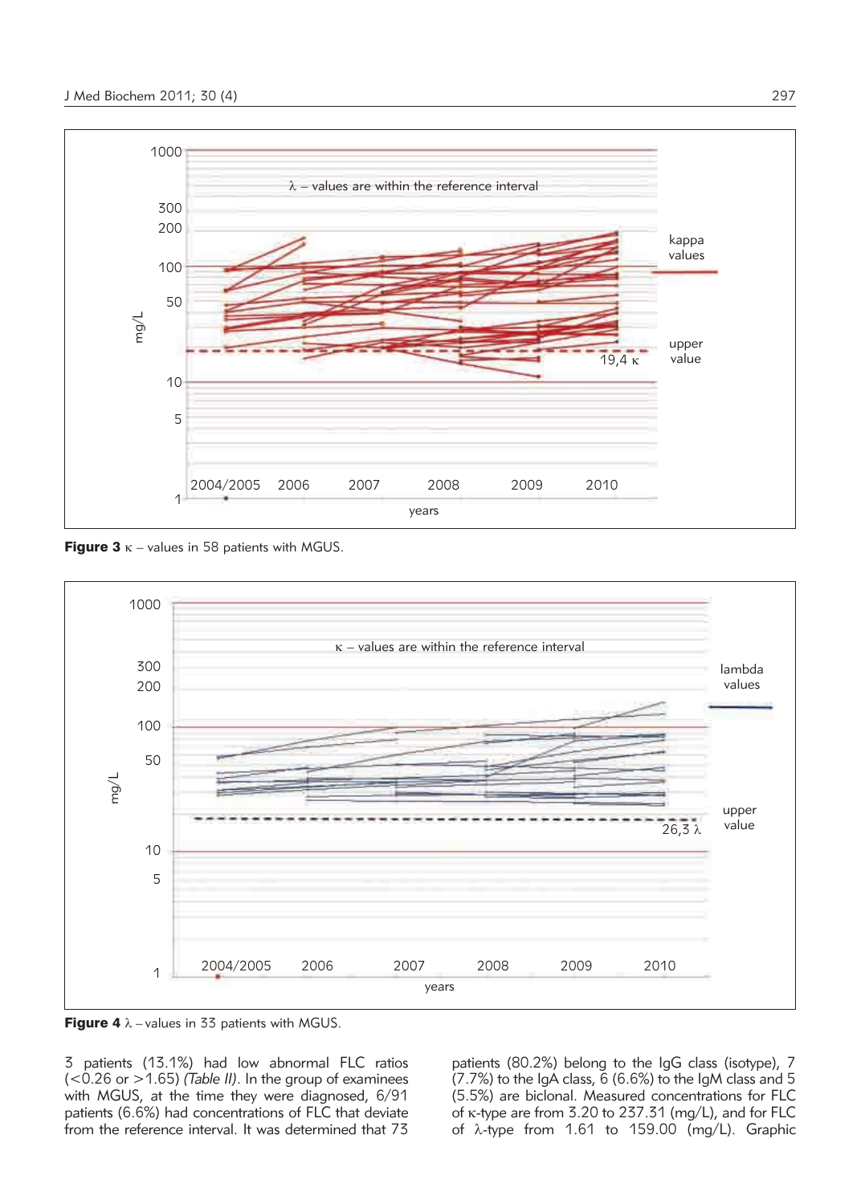**Figure 3** κ – values in 58 patients with MGUS.

**Figure 4** λ – values in 33 patients with MGUS.

3 patients (13.1%) had low abnormal FLC ratios (<0.26 or >1.65) *(Table II)*. In the group of examinees with MGUS, at the time they were diagnosed, 6/91 patients (6.6%) had concentrations of FLC that deviate from the reference interval. It was determined that 73 patients (80.2%) belong to the IgG class (isotype), 7 (7.7%) to the IgA class, 6 (6.6%) to the IgM class and 5 (5.5%) are biclonal. Measured concentrations for FLC of κ-type are from 3.20 to 237.31 (mg/L), and for FLC of λ-type from 1.61 to 159.00 (mg/L). Graphic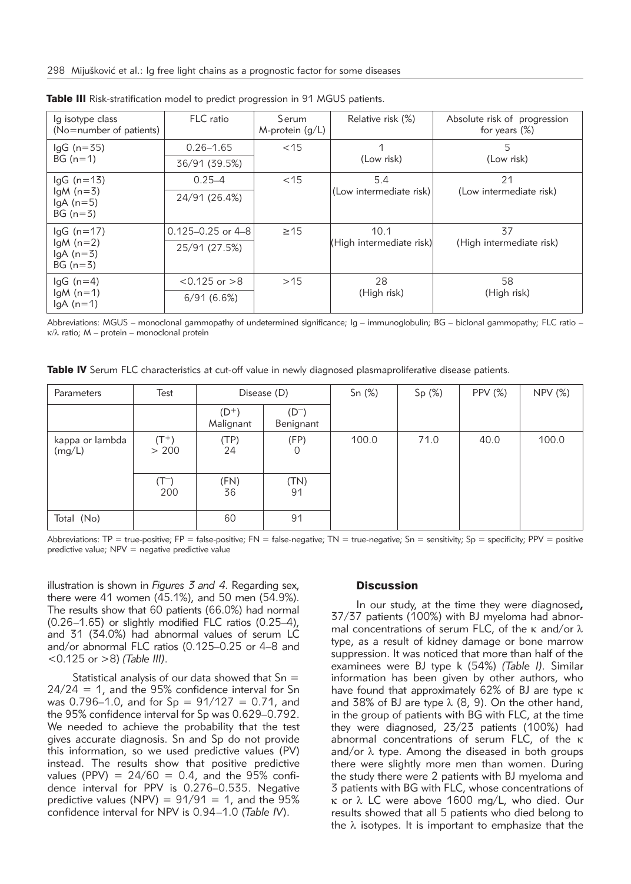**Table III** Risk-stratification model to predict progression in 91 MGUS patients.

| Ig isotype class (No=number of patients) | FLC ratio | Serum M-protein (g/L) | Relative risk (%) | Absolute risk of progression for years (%) |
|---|---|---|---|---|
| IgG (n=35) BG (n=1) | 0.26–1.65 | <15 | 1 (Low risk) | 5 (Low risk) |
| | 36/91 (39.5%) | | | |
| IgG (n=13) IgM (n=3) IgA (n=5) BG (n=3) | 0.25–4 | <15 | 5.4 (Low intermediate risk) | 21 (Low intermediate risk) |
| | 24/91 (26.4%) | | | |
| IgG (n=17) IgM (n=2) IgA (n=3) BG (n=3) | 0.125–0.25 or 4–8 | ≥15 | 10.1 (High intermediate risk) | 37 (High intermediate risk) |
| | 25/91 (27.5%) | | | |
| IgG (n=4) IgM (n=1) IgA (n=1) | <0.125 or >8 | >15 | 28 (High risk) | 58 (High risk) |
| | 6/91 (6.6%) | | | |

Abbreviations: MGUS – monoclonal gammopathy of undetermined significance; Ig – immunoglobulin; BG – biclonal gammopathy; FLC ratio – κ/λ ratio; M – protein – monoclonal protein

**Table IV** Serum FLC characteristics at cut-off value in newly diagnosed plasmaproliferative disease patients.

| Parameters | Test | Disease (D) | | Sn (%) | Sp (%) | PPV (%) | NPV (%) |
|---|---|---|---|---|---|---|---|
| | | $(D^+)$ Malignant | $(D^-)$ Benignant | | | | |
| kappa or lambda (mg/L) | $(T^+)$ > 200 | (TP) 24 | (FP) 0 | 100.0 | 71.0 | 40.0 | 100.0 |
| | $(T^-)$ 200 | (FN) 36 | (TN) 91 | | | | |
| Total (No) | | 60 | 91 | | | | |

Abbreviations: TP = true-positive; FP = false-positive; FN = false-negative; TN = true-negative; Sn = sensitivity; Sp = specificity; PPV = positive predictive value; NPV = negative predictive value

illustration is shown in *Figures 3 and 4*. Regarding sex, there were 41 women (45.1%), and 50 men (54.9%). The results show that 60 patients (66.0%) had normal (0.26–1.65) or slightly modified FLC ratios (0.25–4), and 31 (34.0%) had abnormal values of serum LC and/or abnormal FLC ratios (0.125–0.25 or 4–8 and <0.125 or >8) *(Table III)*.

Statistical analysis of our data showed that Sn = 24/24 = 1, and the 95% confidence interval for Sn was 0.796–1.0, and for Sp = 91/127 = 0.71, and the 95% confidence interval for Sp was 0.629–0.792. We needed to achieve the probability that the test gives accurate diagnosis. Sn and Sp do not provide this information, so we used predictive values (PV) instead. The results show that positive predictive values (PPV) = 24/60 = 0.4, and the 95% confidence interval for PPV is 0.276–0.535. Negative predictive values (NPV) = 91/91 = 1, and the 95% confidence interval for NPV is 0.94–1.0 (*Table IV*).

## Discussion

In our study, at the time they were diagnosed**,** 37/37 patients (100%) with BJ myeloma had abnormal concentrations of serum FLC, of the κ and/or λ type, as a result of kidney damage or bone marrow suppression. It was noticed that more than half of the examinees were BJ type k (54%) *(Table I)*. Similar information has been given by other authors, who have found that approximately 62% of BJ are type κ and 38% of BJ are type λ (8, 9). On the other hand, in the group of patients with BG with FLC, at the time they were diagnosed, 23/23 patients (100%) had abnormal concentrations of serum FLC, of the κ and/or λ type. Among the diseased in both groups there were slightly more men than women. During the study there were 2 patients with BJ myeloma and 3 patients with BG with FLC, whose concentrations of κ or λ LC were above 1600 mg/L, who died. Our results showed that all 5 patients who died belong to the λ isotypes. It is important to emphasize that the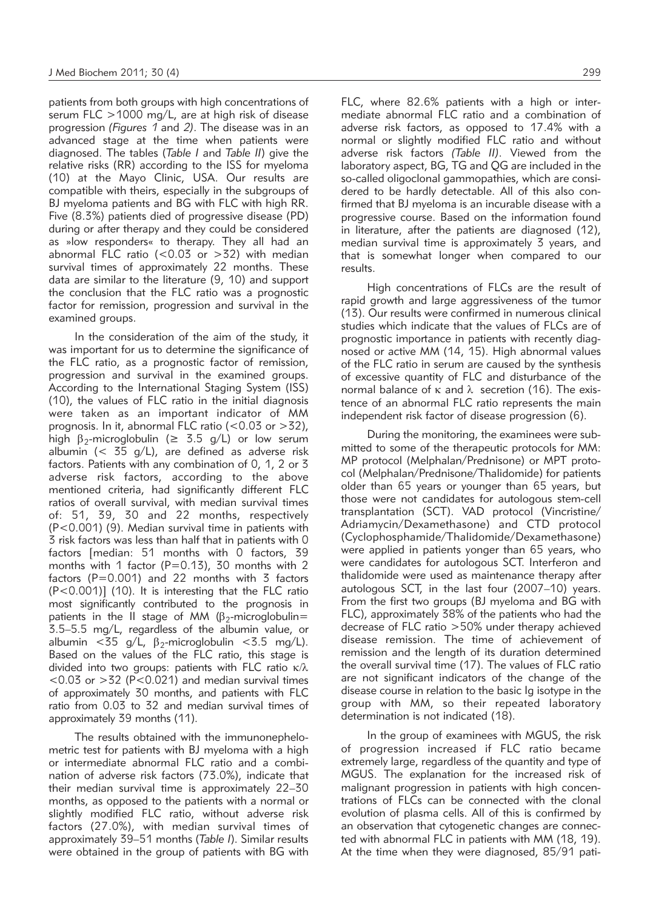patients from both groups with high concentrations of serum FLC >1000 mg/L, are at high risk of disease progression *(Figures 1* and *2)*. The disease was in an advanced stage at the time when patients were diagnosed. The tables (*Table I* and *Table II*) give the relative risks (RR) according to the ISS for myeloma (10) at the Mayo Clinic, USA. Our results are compatible with theirs, especially in the subgroups of BJ myeloma patients and BG with FLC with high RR. Five (8.3%) patients died of progressive disease (PD) during or after therapy and they could be considered as »low responders« to therapy. They all had an abnormal FLC ratio (<0.03 or >32) with median survival times of approximately 22 months. These data are similar to the literature (9, 10) and support the conclusion that the FLC ratio was a prognostic factor for remission, progression and survival in the examined groups.

In the consideration of the aim of the study, it was important for us to determine the significance of the FLC ratio, as a prognostic factor of remission, progression and survival in the examined groups. According to the International Staging System (ISS) (10), the values of FLC ratio in the initial diagnosis were taken as an important indicator of MM prognosis. In it, abnormal FLC ratio (<0.03 or >32), high $\beta_2$-microglobulin ($\geq$ 3.5 g/L) or low serum albumin (< 35 g/L), are defined as adverse risk factors. Patients with any combination of 0, 1, 2 or 3 adverse risk factors, according to the above mentioned criteria, had significantly different FLC ratios of overall survival, with median survival times of: 51, 39, 30 and 22 months, respectively (P<0.001) (9). Median survival time in patients with 3 risk factors was less than half that in patients with 0 factors [median: 51 months with 0 factors, 39 months with 1 factor (P=0.13), 30 months with 2 factors (P=0.001) and 22 months with 3 factors (P<0.001)] (10). It is interesting that the FLC ratio most significantly contributed to the prognosis in patients in the II stage of MM ($\beta_2$-microglobulin= 3.5–5.5 mg/L, regardless of the albumin value, or albumin <35 g/L, $\beta_2$-microglobulin <3.5 mg/L). Based on the values of the FLC ratio, this stage is divided into two groups: patients with FLC ratio $\kappa/\lambda$ <0.03 or >32 (P<0.021) and median survival times of approximately 30 months, and patients with FLC ratio from 0.03 to 32 and median survival times of approximately 39 months (11).

The results obtained with the immunonephelometric test for patients with BJ myeloma with a high or intermediate abnormal FLC ratio and a combination of adverse risk factors (73.0%), indicate that their median survival time is approximately 22–30 months, as opposed to the patients with a normal or slightly modified FLC ratio, without adverse risk factors (27.0%), with median survival times of approximately 39–51 months (*Table I*). Similar results were obtained in the group of patients with BG with FLC, where 82.6% patients with a high or intermediate abnormal FLC ratio and a combination of adverse risk factors, as opposed to 17.4% with a normal or slightly modified FLC ratio and without adverse risk factors *(Table II)*. Viewed from the laboratory aspect, BG, TG and QG are included in the so-called oligoclonal gammopathies, which are considered to be hardly detectable. All of this also confirmed that BJ myeloma is an incurable disease with a progressive course. Based on the information found in literature, after the patients are diagnosed (12), median survival time is approximately 3 years, and that is somewhat longer when compared to our results.

High concentrations of FLCs are the result of rapid growth and large aggressiveness of the tumor (13). Our results were confirmed in numerous clinical studies which indicate that the values of FLCs are of prognostic importance in patients with recently diagnosed or active MM (14, 15). High abnormal values of the FLC ratio in serum are caused by the synthesis of excessive quantity of FLC and disturbance of the normal balance of $\kappa$ and $\lambda$ secretion (16). The existence of an abnormal FLC ratio represents the main independent risk factor of disease progression (6).

During the monitoring, the examinees were submitted to some of the therapeutic protocols for MM: MP protocol (Melphalan/Prednisone) or MPT protocol (Melphalan/Prednisone/Thalidomide) for patients older than 65 years or younger than 65 years, but those were not candidates for autologous stem-cell transplantation (SCT). VAD protocol (Vincristine/Adriamycin/Dexamethasone) and CTD protocol (Cyclophosphamide/Thalidomide/Dexamethasone) were applied in patients yonger than 65 years, who were candidates for autologous SCT. Interferon and thalidomide were used as maintenance therapy after autologous SCT, in the last four (2007–10) years. From the first two groups (BJ myeloma and BG with FLC), approximately 38% of the patients who had the decrease of FLC ratio >50% under therapy achieved disease remission. The time of achievement of remission and the length of its duration determined the overall survival time (17). The values of FLC ratio are not significant indicators of the change of the disease course in relation to the basic Ig isotype in the group with MM, so their repeated laboratory determination is not indicated (18).

In the group of examinees with MGUS, the risk of progression increased if FLC ratio became extremely large, regardless of the quantity and type of MGUS. The explanation for the increased risk of malignant progression in patients with high concentrations of FLCs can be connected with the clonal evolution of plasma cells. All of this is confirmed by an observation that cytogenetic changes are connected with abnormal FLC in patients with MM (18, 19). At the time when they were diagnosed, 85/91 pati-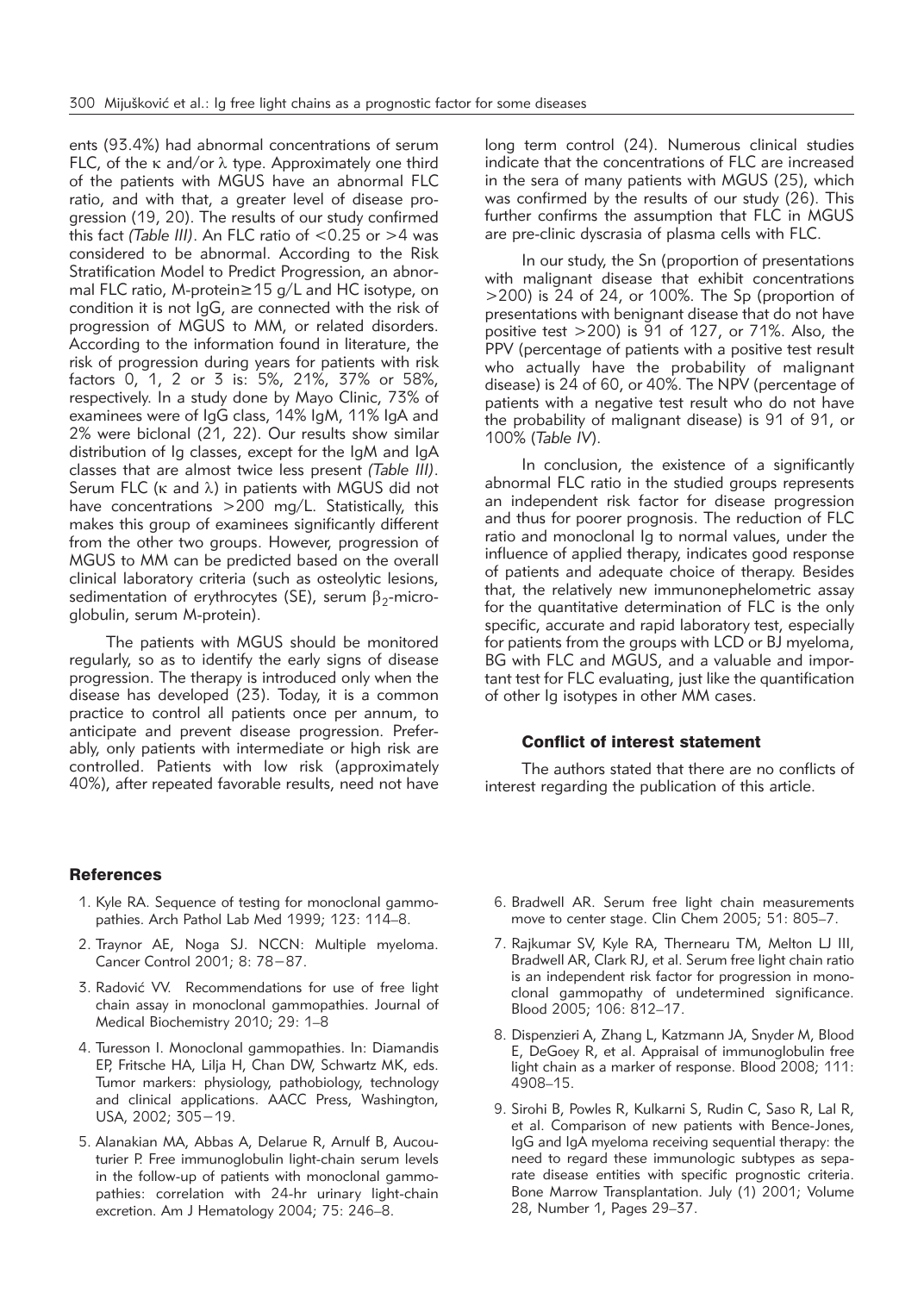ents (93.4%) had abnormal concentrations of serum FLC, of the κ and/or λ type. Approximately one third of the patients with MGUS have an abnormal FLC ratio, and with that, a greater level of disease progression (19, 20). The results of our study confirmed this fact *(Table III)*. An FLC ratio of <0.25 or >4 was considered to be abnormal. According to the Risk Stratification Model to Predict Progression, an abnormal FLC ratio, M-protein≥15 g/L and HC isotype, on condition it is not IgG, are connected with the risk of progression of MGUS to MM, or related disorders. According to the information found in literature, the risk of progression during years for patients with risk factors 0, 1, 2 or 3 is: 5%, 21%, 37% or 58%, respectively. In a study done by Mayo Clinic, 73% of examinees were of IgG class, 14% IgM, 11% IgA and 2% were biclonal (21, 22). Our results show similar distribution of Ig classes, except for the IgM and IgA classes that are almost twice less present *(Table III)*. Serum FLC (κ and λ) in patients with MGUS did not have concentrations >200 mg/L. Statistically, this makes this group of examinees significantly different from the other two groups. However, progression of MGUS to MM can be predicted based on the overall clinical laboratory criteria (such as osteolytic lesions, sedimentation of erythrocytes (SE), serum $\beta_2$-microglobulin, serum M-protein).

The patients with MGUS should be monitored regularly, so as to identify the early signs of disease progression. The therapy is introduced only when the disease has developed (23). Today, it is a common practice to control all patients once per annum, to anticipate and prevent disease progression. Preferably, only patients with intermediate or high risk are controlled. Patients with low risk (approximately 40%), after repeated favorable results, need not have long term control (24). Numerous clinical studies indicate that the concentrations of FLC are increased in the sera of many patients with MGUS (25), which was confirmed by the results of our study (26). This further confirms the assumption that FLC in MGUS are pre-clinic dyscrasia of plasma cells with FLC.

In our study, the Sn (proportion of presentations with malignant disease that exhibit concentrations >200) is 24 of 24, or 100%. The Sp (proportion of presentations with benignant disease that do not have positive test >200) is 91 of 127, or 71%. Also, the PPV (percentage of patients with a positive test result who actually have the probability of malignant disease) is 24 of 60, or 40%. The NPV (percentage of patients with a negative test result who do not have the probability of malignant disease) is 91 of 91, or 100% (*Table IV*).

In conclusion, the existence of a significantly abnormal FLC ratio in the studied groups represents an independent risk factor for disease progression and thus for poorer prognosis. The reduction of FLC ratio and monoclonal Ig to normal values, under the influence of applied therapy, indicates good response of patients and adequate choice of therapy. Besides that, the relatively new immunonephelometric assay for the quantitative determination of FLC is the only specific, accurate and rapid laboratory test, especially for patients from the groups with LCD or BJ myeloma, BG with FLC and MGUS, and a valuable and important test for FLC evaluating, just like the quantification of other Ig isotypes in other MM cases.

### Conflict of interest statement

The authors stated that there are no conflicts of interest regarding the publication of this article.

## References

1. Kyle RA. Sequence of testing for monoclonal gammopathies. Arch Pathol Lab Med 1999; 123: 114–8.
2. Traynor AE, Noga SJ. NCCN: Multiple myeloma. Cancer Control 2001; 8: 78−87.
3. Radović VV. Recommendations for use of free light chain assay in monoclonal gammopathies. Journal of Medical Biochemistry 2010; 29: 1–8
4. Turesson I. Monoclonal gammopathies. In: Diamandis EP, Fritsche HA, Lilja H, Chan DW, Schwartz MK, eds. Tumor markers: physiology, pathobiology, technology and clinical applications. AACC Press, Washington, USA, 2002; 305−19.
5. Alanakian MA, Abbas A, Delarue R, Arnulf B, Aucouturier P. Free immunoglobulin light-chain serum levels in the follow-up of patients with monoclonal gammopathies: correlation with 24-hr urinary light-chain excretion. Am J Hematology 2004; 75: 246–8.
6. Bradwell AR. Serum free light chain measurements move to center stage. Clin Chem 2005; 51: 805–7.
7. Rajkumar SV, Kyle RA, Thernearu TM, Melton LJ III, Bradwell AR, Clark RJ, et al. Serum free light chain ratio is an independent risk factor for progression in monoclonal gammopathy of undetermined significance. Blood 2005; 106: 812–17.
8. Dispenzieri A, Zhang L, Katzmann JA, Snyder M, Blood E, DeGoey R, et al. Appraisal of immunoglobulin free light chain as a marker of response. Blood 2008; 111: 4908–15.
9. Sirohi B, Powles R, Kulkarni S, Rudin C, Saso R, Lal R, et al. Comparison of new patients with Bence-Jones, IgG and IgA myeloma receiving sequential therapy: the need to regard these immunologic subtypes as separate disease entities with specific prognostic criteria. Bone Marrow Transplantation. July (1) 2001; Volume 28, Number 1, Pages 29–37.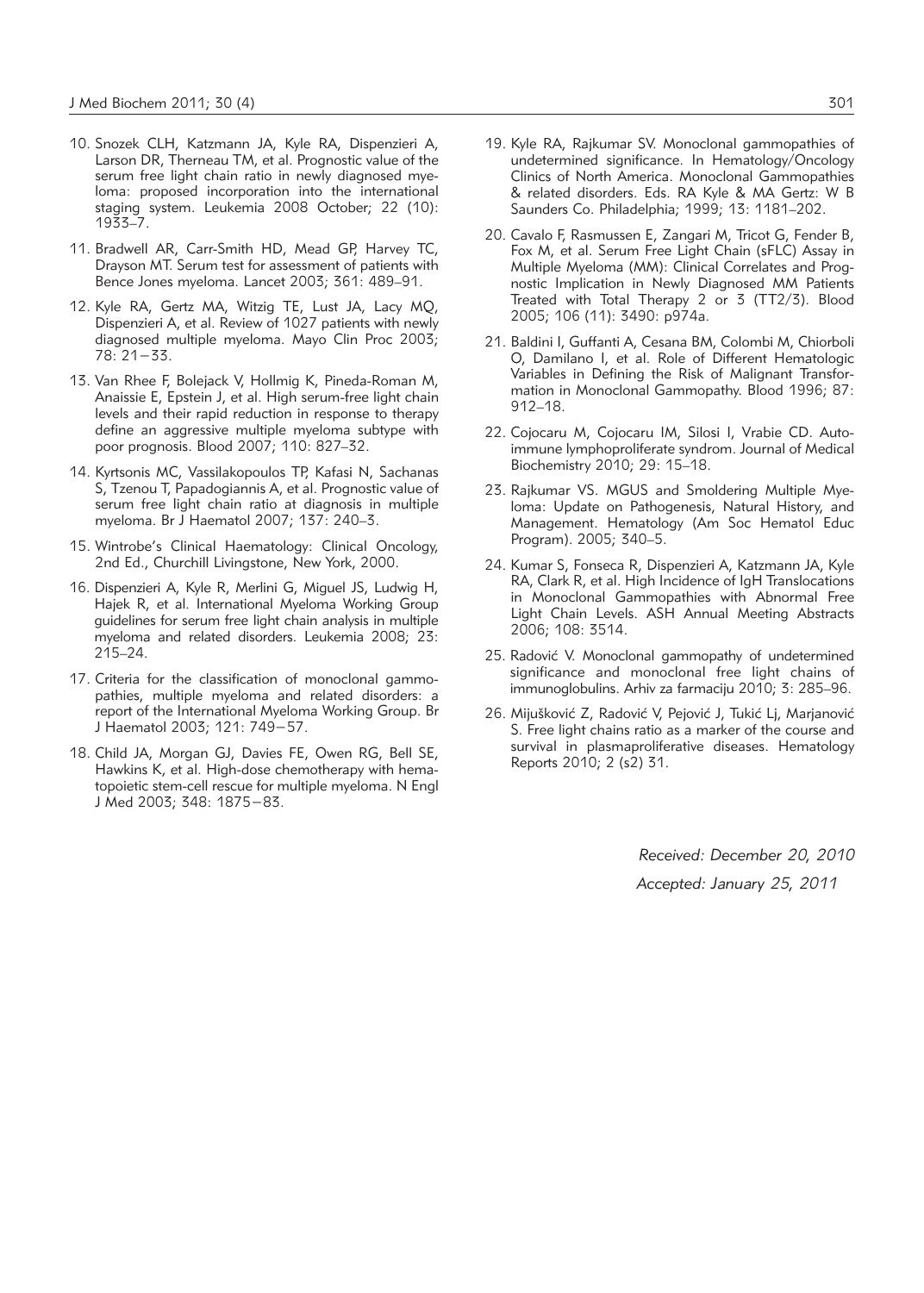10. Snozek CLH, Katzmann JA, Kyle RA, Dispenzieri A, Larson DR, Therneau TM, et al. Prognostic value of the serum free light chain ratio in newly diagnosed myeloma: proposed incorporation into the international staging system. Leukemia 2008 October; 22 (10): 1933–7.
11. Bradwell AR, Carr-Smith HD, Mead GP, Harvey TC, Drayson MT. Serum test for assessment of patients with Bence Jones myeloma. Lancet 2003; 361: 489–91.
12. Kyle RA, Gertz MA, Witzig TE, Lust JA, Lacy MQ, Dispenzieri A, et al. Review of 1027 patients with newly diagnosed multiple myeloma. Mayo Clin Proc 2003; 78: 21–33.
13. Van Rhee F, Bolejack V, Hollmig K, Pineda-Roman M, Anaissie E, Epstein J, et al. High serum-free light chain levels and their rapid reduction in response to therapy define an aggressive multiple myeloma subtype with poor prognosis. Blood 2007; 110: 827–32.
14. Kyrtsonis MC, Vassilakopoulos TP, Kafasi N, Sachanas S, Tzenou T, Papadogiannis A, et al. Prognostic value of serum free light chain ratio at diagnosis in multiple myeloma. Br J Haematol 2007; 137: 240–3.
15. Wintrobe's Clinical Haematology: Clinical Oncology, 2nd Ed., Churchill Livingstone, New York, 2000.
16. Dispenzieri A, Kyle R, Merlini G, Miguel JS, Ludwig H, Hajek R, et al. International Myeloma Working Group guidelines for serum free light chain analysis in multiple myeloma and related disorders. Leukemia 2008; 23: 215–24.
17. Criteria for the classification of monoclonal gammopathies, multiple myeloma and related disorders: a report of the International Myeloma Working Group. Br J Haematol 2003; 121: 749–57.
18. Child JA, Morgan GJ, Davies FE, Owen RG, Bell SE, Hawkins K, et al. High-dose chemotherapy with hematopoietic stem-cell rescue for multiple myeloma. N Engl J Med 2003; 348: 1875–83.
19. Kyle RA, Rajkumar SV. Monoclonal gammopathies of undetermined significance. In Hematology/Oncology Clinics of North America. Monoclonal Gammopathies & related disorders. Eds. RA Kyle & MA Gertz: W B Saunders Co. Philadelphia; 1999; 13: 1181–202.
20. Cavalo F, Rasmussen E, Zangari M, Tricot G, Fender B, Fox M, et al. Serum Free Light Chain (sFLC) Assay in Multiple Myeloma (MM): Clinical Correlates and Prognostic Implication in Newly Diagnosed MM Patients Treated with Total Therapy 2 or 3 (TT2/3). Blood 2005; 106 (11): 3490: p974a.
21. Baldini I, Guffanti A, Cesana BM, Colombi M, Chiorboli O, Damilano I, et al. Role of Different Hematologic Variables in Defining the Risk of Malignant Transformation in Monoclonal Gammopathy. Blood 1996; 87: 912–18.
22. Cojocaru M, Cojocaru IM, Silosi I, Vrabie CD. Autoimmune lymphoproliferate syndrom. Journal of Medical Biochemistry 2010; 29: 15–18.
23. Rajkumar VS. MGUS and Smoldering Multiple Myeloma: Update on Pathogenesis, Natural History, and Management. Hematology (Am Soc Hematol Educ Program). 2005; 340–5.
24. Kumar S, Fonseca R, Dispenzieri A, Katzmann JA, Kyle RA, Clark R, et al. High Incidence of IgH Translocations in Monoclonal Gammopathies with Abnormal Free Light Chain Levels. ASH Annual Meeting Abstracts 2006; 108: 3514.
25. Radović V. Monoclonal gammopathy of undetermined significance and monoclonal free light chains of immunoglobulins. Arhiv za farmaciju 2010; 3: 285–96.
26. Mijušković Z, Radović V, Pejović J, Tukić Lj, Marjanović S. Free light chains ratio as a marker of the course and survival in plasmaproliferative diseases. Hematology Reports 2010; 2 (s2) 31.

*Received: December 20, 2010*

*Accepted: January 25, 2011*